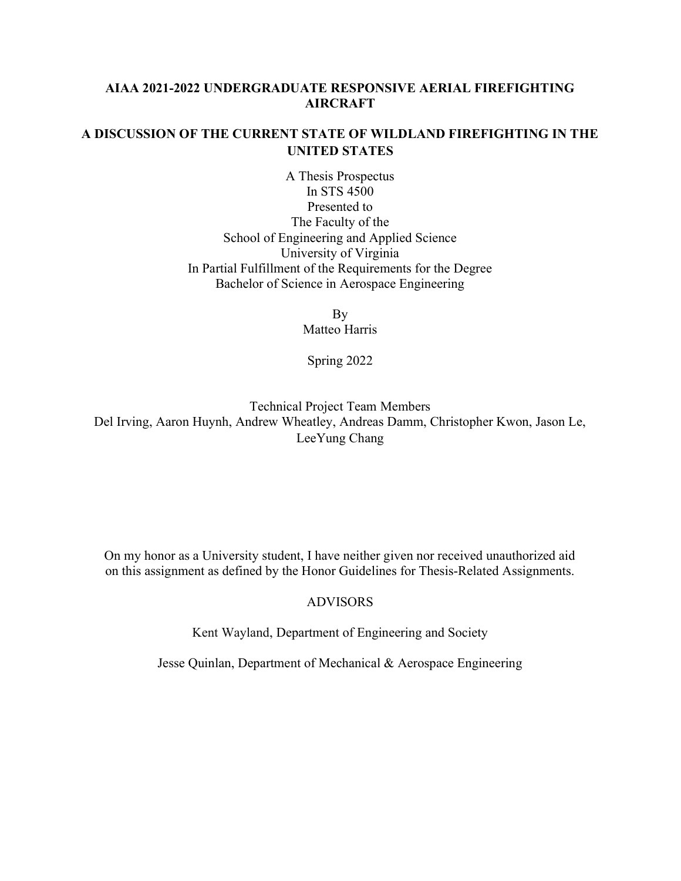# AIAA 2021-2022 UNDERGRADUATE RESPONSIVE AERIAL FIREFIGHTING AIRCRAFT

# A DISCUSSION OF THE CURRENT STATE OF WILDLAND FIREFIGHTING IN THE UNITED STATES

A Thesis Prospectus
In STS 4500
Presented to
The Faculty of the
School of Engineering and Applied Science
University of Virginia
In Partial Fulfillment of the Requirements for the Degree
Bachelor of Science in Aerospace Engineering

By
Matteo Harris

Spring 2022

Technical Project Team Members
Del Irving, Aaron Huynh, Andrew Wheatley, Andreas Damm, Christopher Kwon, Jason Le, LeeYung Chang

On my honor as a University student, I have neither given nor received unauthorized aid on this assignment as defined by the Honor Guidelines for Thesis-Related Assignments.

ADVISORS

Kent Wayland, Department of Engineering and Society

Jesse Quinlan, Department of Mechanical & Aerospace Engineering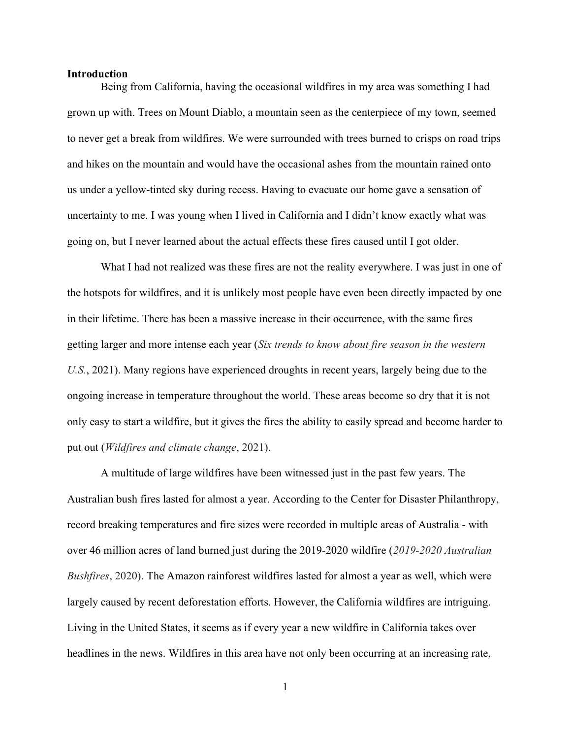**Introduction**

Being from California, having the occasional wildfires in my area was something I had grown up with. Trees on Mount Diablo, a mountain seen as the centerpiece of my town, seemed to never get a break from wildfires. We were surrounded with trees burned to crisps on road trips and hikes on the mountain and would have the occasional ashes from the mountain rained onto us under a yellow-tinted sky during recess. Having to evacuate our home gave a sensation of uncertainty to me. I was young when I lived in California and I didn't know exactly what was going on, but I never learned about the actual effects these fires caused until I got older.

What I had not realized was these fires are not the reality everywhere. I was just in one of the hotspots for wildfires, and it is unlikely most people have even been directly impacted by one in their lifetime. There has been a massive increase in their occurrence, with the same fires getting larger and more intense each year (*Six trends to know about fire season in the western U.S.*, 2021). Many regions have experienced droughts in recent years, largely being due to the ongoing increase in temperature throughout the world. These areas become so dry that it is not only easy to start a wildfire, but it gives the fires the ability to easily spread and become harder to put out (*Wildfires and climate change*, 2021).

A multitude of large wildfires have been witnessed just in the past few years. The Australian bush fires lasted for almost a year. According to the Center for Disaster Philanthropy, record breaking temperatures and fire sizes were recorded in multiple areas of Australia - with over 46 million acres of land burned just during the 2019-2020 wildfire (*2019-2020 Australian Bushfires*, 2020). The Amazon rainforest wildfires lasted for almost a year as well, which were largely caused by recent deforestation efforts. However, the California wildfires are intriguing. Living in the United States, it seems as if every year a new wildfire in California takes over headlines in the news. Wildfires in this area have not only been occurring at an increasing rate,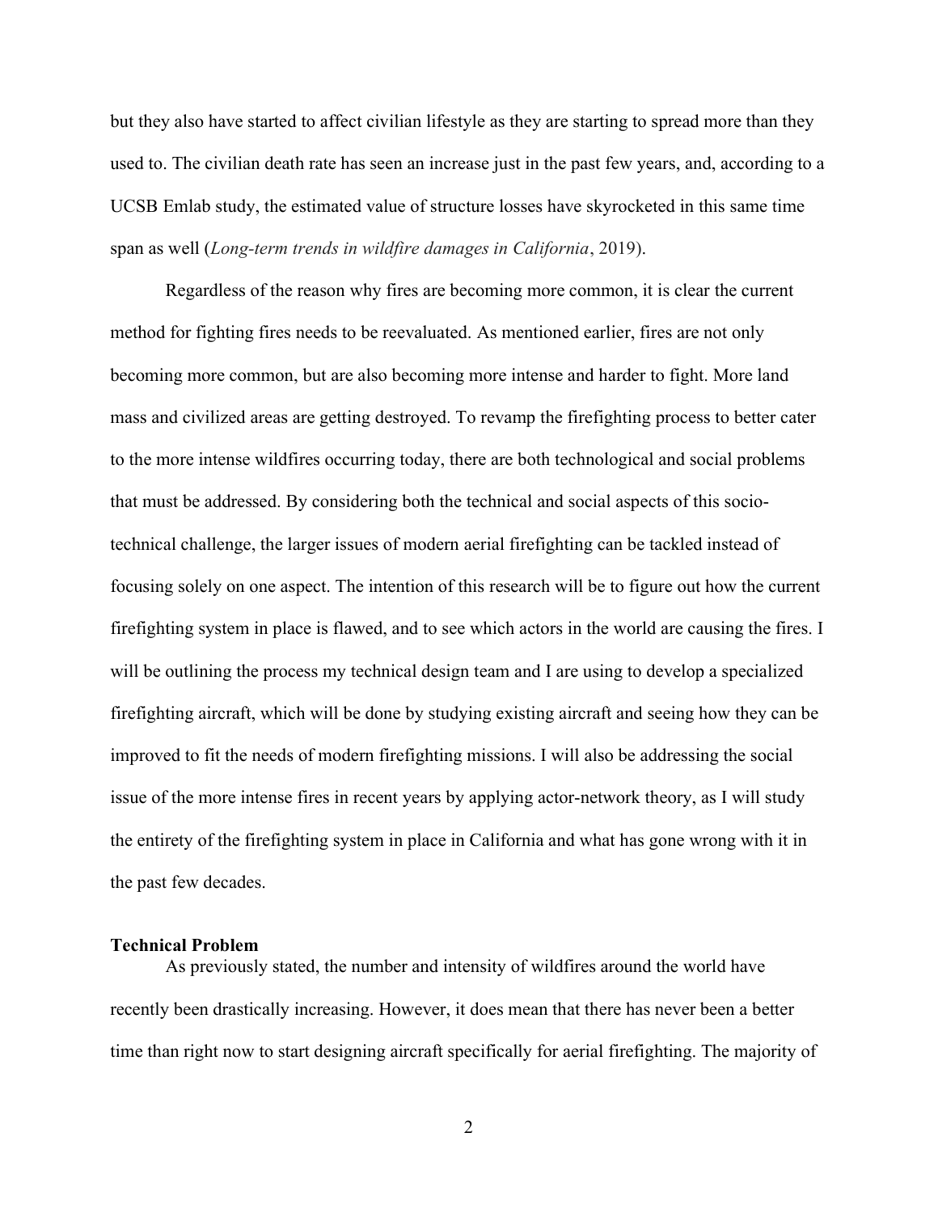but they also have started to affect civilian lifestyle as they are starting to spread more than they used to. The civilian death rate has seen an increase just in the past few years, and, according to a UCSB Emlab study, the estimated value of structure losses have skyrocketed in this same time span as well (*Long-term trends in wildfire damages in California*, 2019).

Regardless of the reason why fires are becoming more common, it is clear the current method for fighting fires needs to be reevaluated. As mentioned earlier, fires are not only becoming more common, but are also becoming more intense and harder to fight. More land mass and civilized areas are getting destroyed. To revamp the firefighting process to better cater to the more intense wildfires occurring today, there are both technological and social problems that must be addressed. By considering both the technical and social aspects of this socio-technical challenge, the larger issues of modern aerial firefighting can be tackled instead of focusing solely on one aspect. The intention of this research will be to figure out how the current firefighting system in place is flawed, and to see which actors in the world are causing the fires. I will be outlining the process my technical design team and I are using to develop a specialized firefighting aircraft, which will be done by studying existing aircraft and seeing how they can be improved to fit the needs of modern firefighting missions. I will also be addressing the social issue of the more intense fires in recent years by applying actor-network theory, as I will study the entirety of the firefighting system in place in California and what has gone wrong with it in the past few decades.

**Technical Problem**

As previously stated, the number and intensity of wildfires around the world have recently been drastically increasing. However, it does mean that there has never been a better time than right now to start designing aircraft specifically for aerial firefighting. The majority of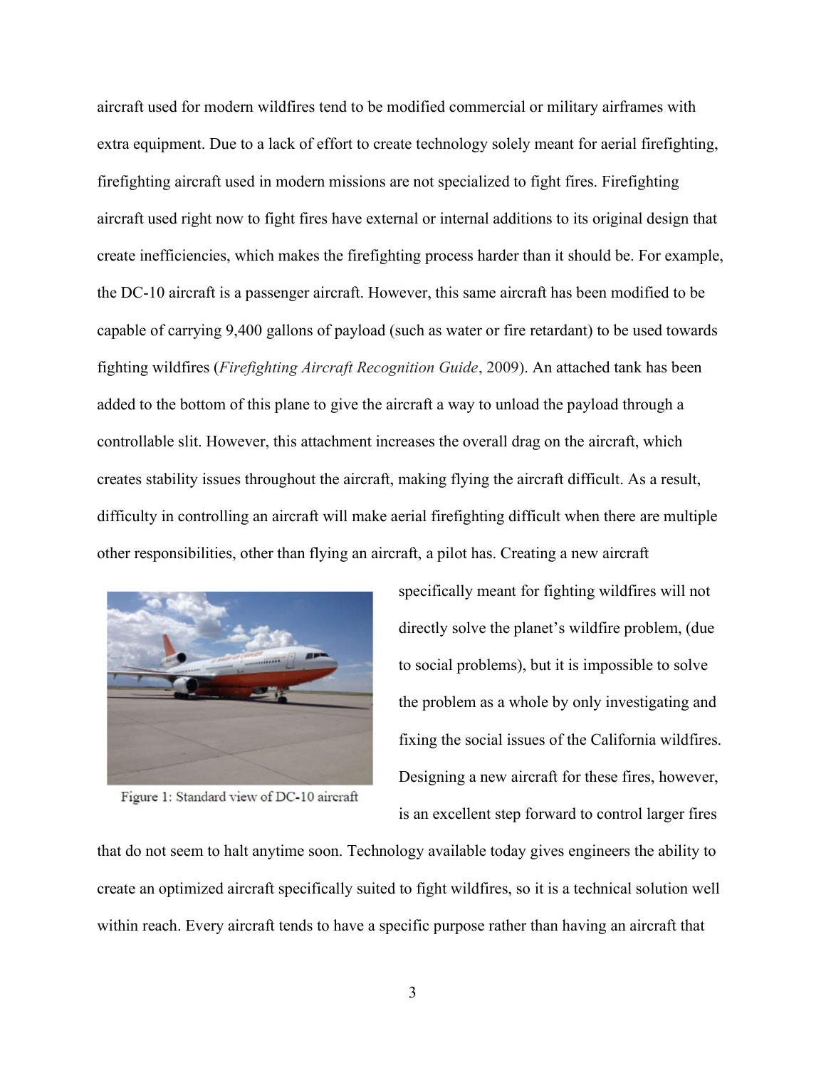aircraft used for modern wildfires tend to be modified commercial or military airframes with extra equipment. Due to a lack of effort to create technology solely meant for aerial firefighting, firefighting aircraft used in modern missions are not specialized to fight fires. Firefighting aircraft used right now to fight fires have external or internal additions to its original design that create inefficiencies, which makes the firefighting process harder than it should be. For example, the DC-10 aircraft is a passenger aircraft. However, this same aircraft has been modified to be capable of carrying 9,400 gallons of payload (such as water or fire retardant) to be used towards fighting wildfires (*Firefighting Aircraft Recognition Guide*, 2009). An attached tank has been added to the bottom of this plane to give the aircraft a way to unload the payload through a controllable slit. However, this attachment increases the overall drag on the aircraft, which creates stability issues throughout the aircraft, making flying the aircraft difficult. As a result, difficulty in controlling an aircraft will make aerial firefighting difficult when there are multiple other responsibilities, other than flying an aircraft, a pilot has. Creating a new aircraft specifically meant for fighting wildfires will not directly solve the planet's wildfire problem, (due to social problems), but it is impossible to solve the problem as a whole by only investigating and fixing the social issues of the California wildfires. Designing a new aircraft for these fires, however, is an excellent step forward to control larger fires that do not seem to halt anytime soon. Technology available today gives engineers the ability to create an optimized aircraft specifically suited to fight wildfires, so it is a technical solution well within reach. Every aircraft tends to have a specific purpose rather than having an aircraft that

Figure 1: Standard view of DC-10 aircraft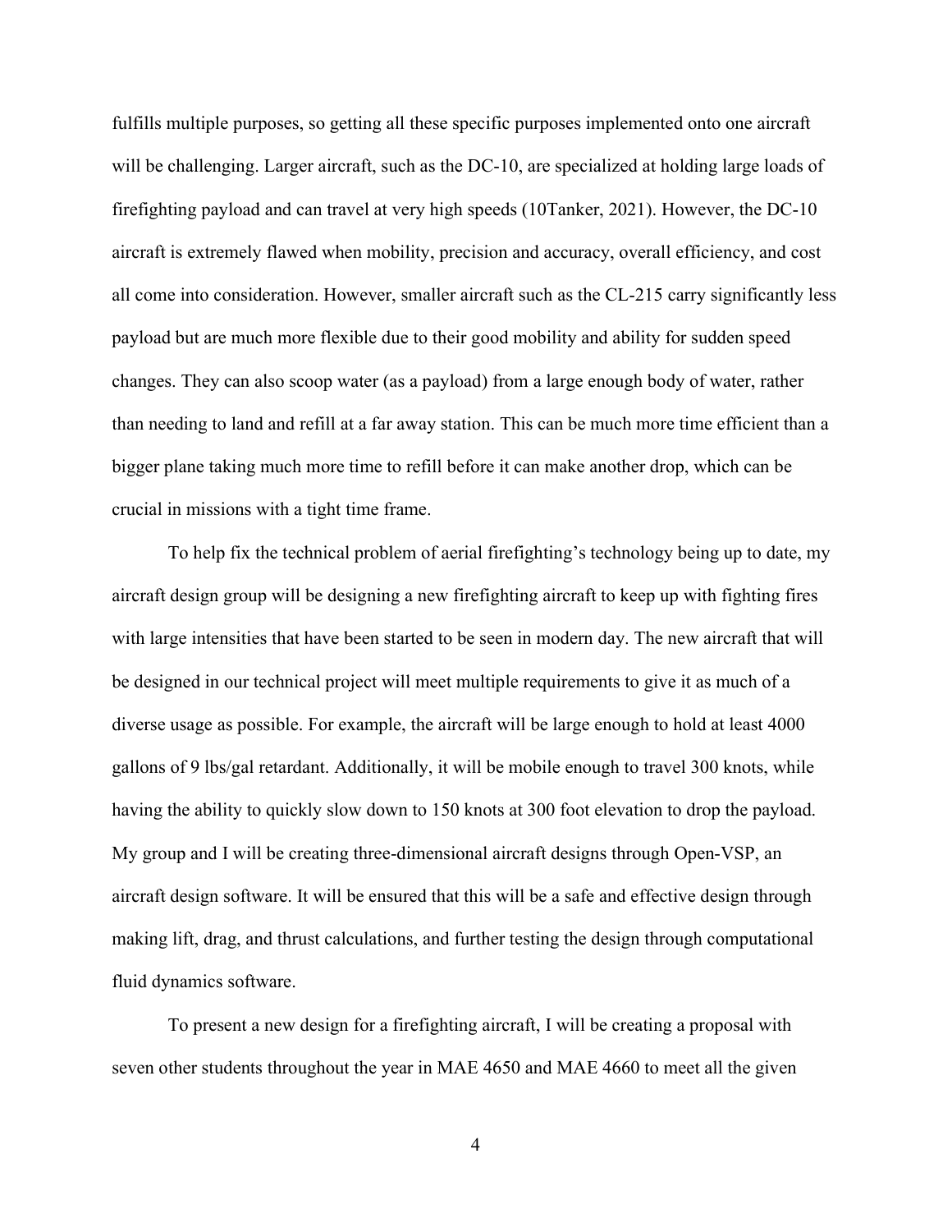fulfills multiple purposes, so getting all these specific purposes implemented onto one aircraft will be challenging. Larger aircraft, such as the DC-10, are specialized at holding large loads of firefighting payload and can travel at very high speeds (10Tanker, 2021). However, the DC-10 aircraft is extremely flawed when mobility, precision and accuracy, overall efficiency, and cost all come into consideration. However, smaller aircraft such as the CL-215 carry significantly less payload but are much more flexible due to their good mobility and ability for sudden speed changes. They can also scoop water (as a payload) from a large enough body of water, rather than needing to land and refill at a far away station. This can be much more time efficient than a bigger plane taking much more time to refill before it can make another drop, which can be crucial in missions with a tight time frame.

To help fix the technical problem of aerial firefighting's technology being up to date, my aircraft design group will be designing a new firefighting aircraft to keep up with fighting fires with large intensities that have been started to be seen in modern day. The new aircraft that will be designed in our technical project will meet multiple requirements to give it as much of a diverse usage as possible. For example, the aircraft will be large enough to hold at least 4000 gallons of 9 lbs/gal retardant. Additionally, it will be mobile enough to travel 300 knots, while having the ability to quickly slow down to 150 knots at 300 foot elevation to drop the payload. My group and I will be creating three-dimensional aircraft designs through Open-VSP, an aircraft design software. It will be ensured that this will be a safe and effective design through making lift, drag, and thrust calculations, and further testing the design through computational fluid dynamics software.

To present a new design for a firefighting aircraft, I will be creating a proposal with seven other students throughout the year in MAE 4650 and MAE 4660 to meet all the given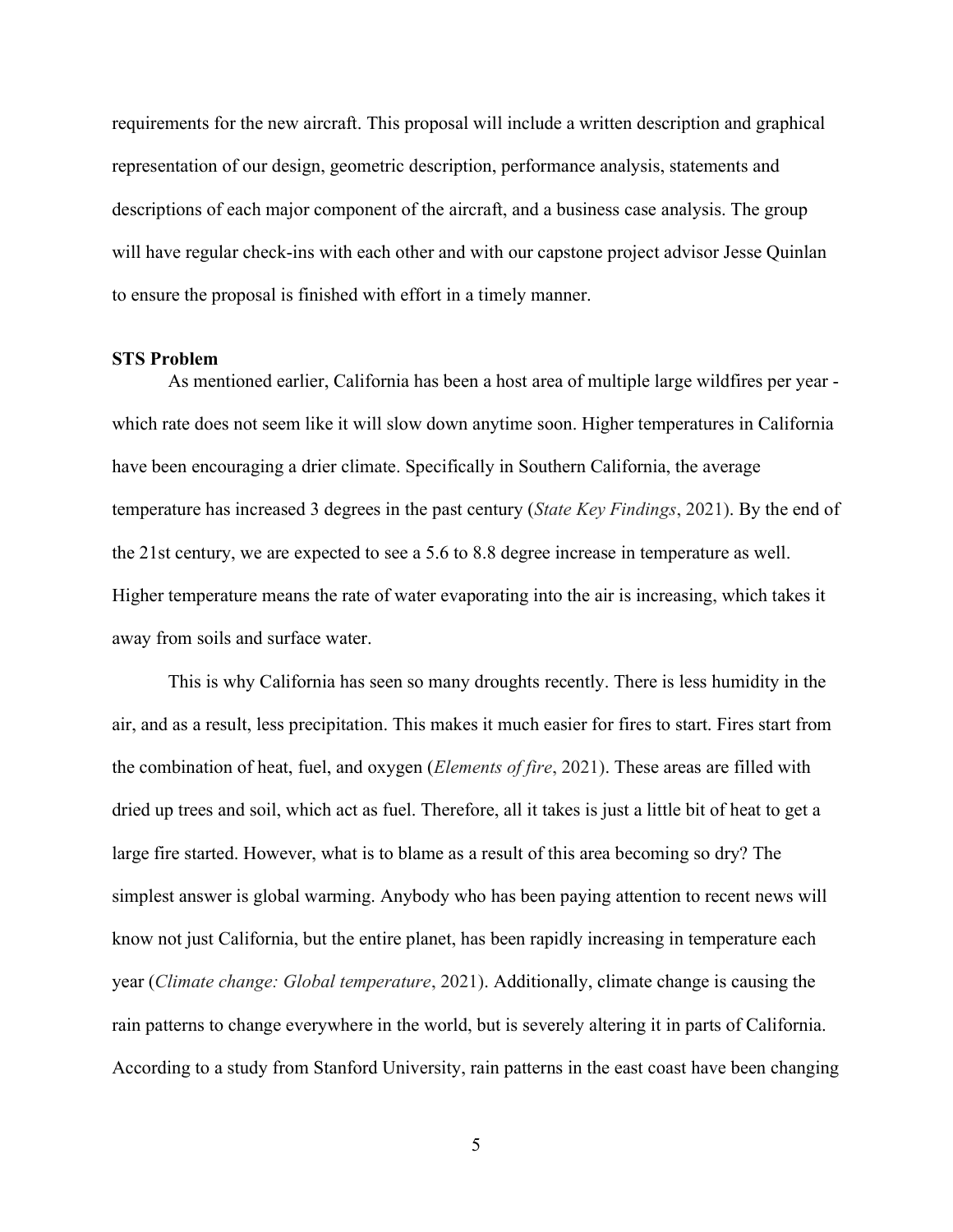requirements for the new aircraft. This proposal will include a written description and graphical representation of our design, geometric description, performance analysis, statements and descriptions of each major component of the aircraft, and a business case analysis. The group will have regular check-ins with each other and with our capstone project advisor Jesse Quinlan to ensure the proposal is finished with effort in a timely manner.

**STS Problem**

As mentioned earlier, California has been a host area of multiple large wildfires per year - which rate does not seem like it will slow down anytime soon. Higher temperatures in California have been encouraging a drier climate. Specifically in Southern California, the average temperature has increased 3 degrees in the past century (*State Key Findings*, 2021). By the end of the 21st century, we are expected to see a 5.6 to 8.8 degree increase in temperature as well. Higher temperature means the rate of water evaporating into the air is increasing, which takes it away from soils and surface water.

This is why California has seen so many droughts recently. There is less humidity in the air, and as a result, less precipitation. This makes it much easier for fires to start. Fires start from the combination of heat, fuel, and oxygen (*Elements of fire*, 2021). These areas are filled with dried up trees and soil, which act as fuel. Therefore, all it takes is just a little bit of heat to get a large fire started. However, what is to blame as a result of this area becoming so dry? The simplest answer is global warming. Anybody who has been paying attention to recent news will know not just California, but the entire planet, has been rapidly increasing in temperature each year (*Climate change: Global temperature*, 2021). Additionally, climate change is causing the rain patterns to change everywhere in the world, but is severely altering it in parts of California. According to a study from Stanford University, rain patterns in the east coast have been changing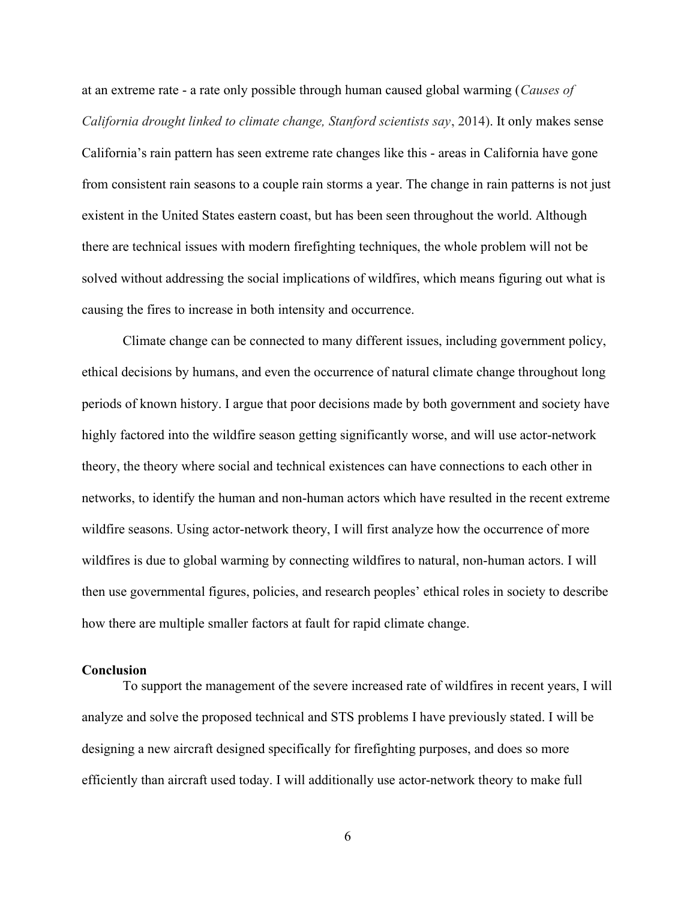at an extreme rate - a rate only possible through human caused global warming (*Causes of California drought linked to climate change, Stanford scientists say*, 2014). It only makes sense California's rain pattern has seen extreme rate changes like this - areas in California have gone from consistent rain seasons to a couple rain storms a year. The change in rain patterns is not just existent in the United States eastern coast, but has been seen throughout the world. Although there are technical issues with modern firefighting techniques, the whole problem will not be solved without addressing the social implications of wildfires, which means figuring out what is causing the fires to increase in both intensity and occurrence.

Climate change can be connected to many different issues, including government policy, ethical decisions by humans, and even the occurrence of natural climate change throughout long periods of known history. I argue that poor decisions made by both government and society have highly factored into the wildfire season getting significantly worse, and will use actor-network theory, the theory where social and technical existences can have connections to each other in networks, to identify the human and non-human actors which have resulted in the recent extreme wildfire seasons. Using actor-network theory, I will first analyze how the occurrence of more wildfires is due to global warming by connecting wildfires to natural, non-human actors. I will then use governmental figures, policies, and research peoples' ethical roles in society to describe how there are multiple smaller factors at fault for rapid climate change.

**Conclusion**

To support the management of the severe increased rate of wildfires in recent years, I will analyze and solve the proposed technical and STS problems I have previously stated. I will be designing a new aircraft designed specifically for firefighting purposes, and does so more efficiently than aircraft used today. I will additionally use actor-network theory to make full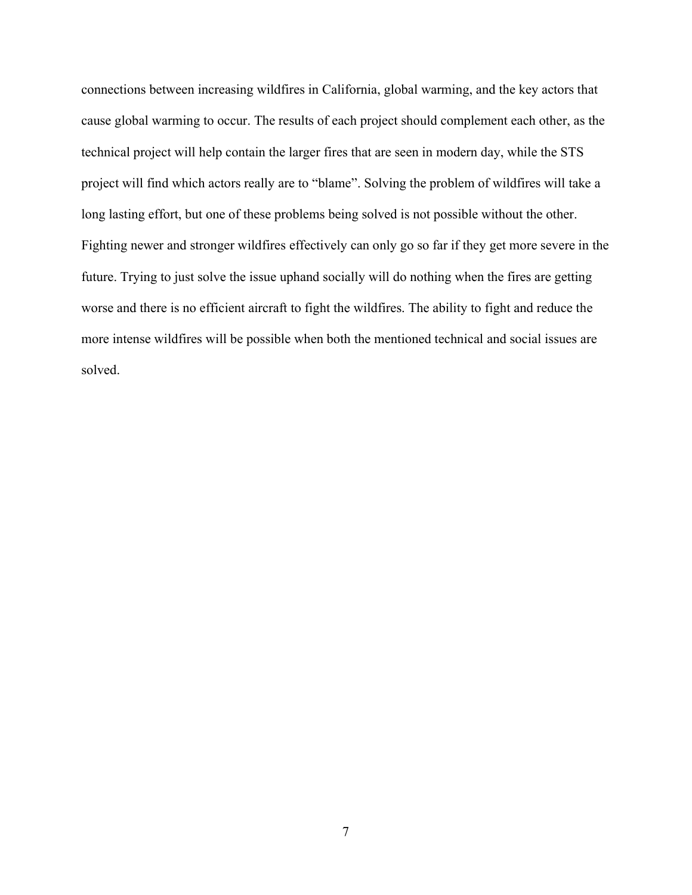connections between increasing wildfires in California, global warming, and the key actors that cause global warming to occur. The results of each project should complement each other, as the technical project will help contain the larger fires that are seen in modern day, while the STS project will find which actors really are to "blame". Solving the problem of wildfires will take a long lasting effort, but one of these problems being solved is not possible without the other. Fighting newer and stronger wildfires effectively can only go so far if they get more severe in the future. Trying to just solve the issue uphand socially will do nothing when the fires are getting worse and there is no efficient aircraft to fight the wildfires. The ability to fight and reduce the more intense wildfires will be possible when both the mentioned technical and social issues are solved.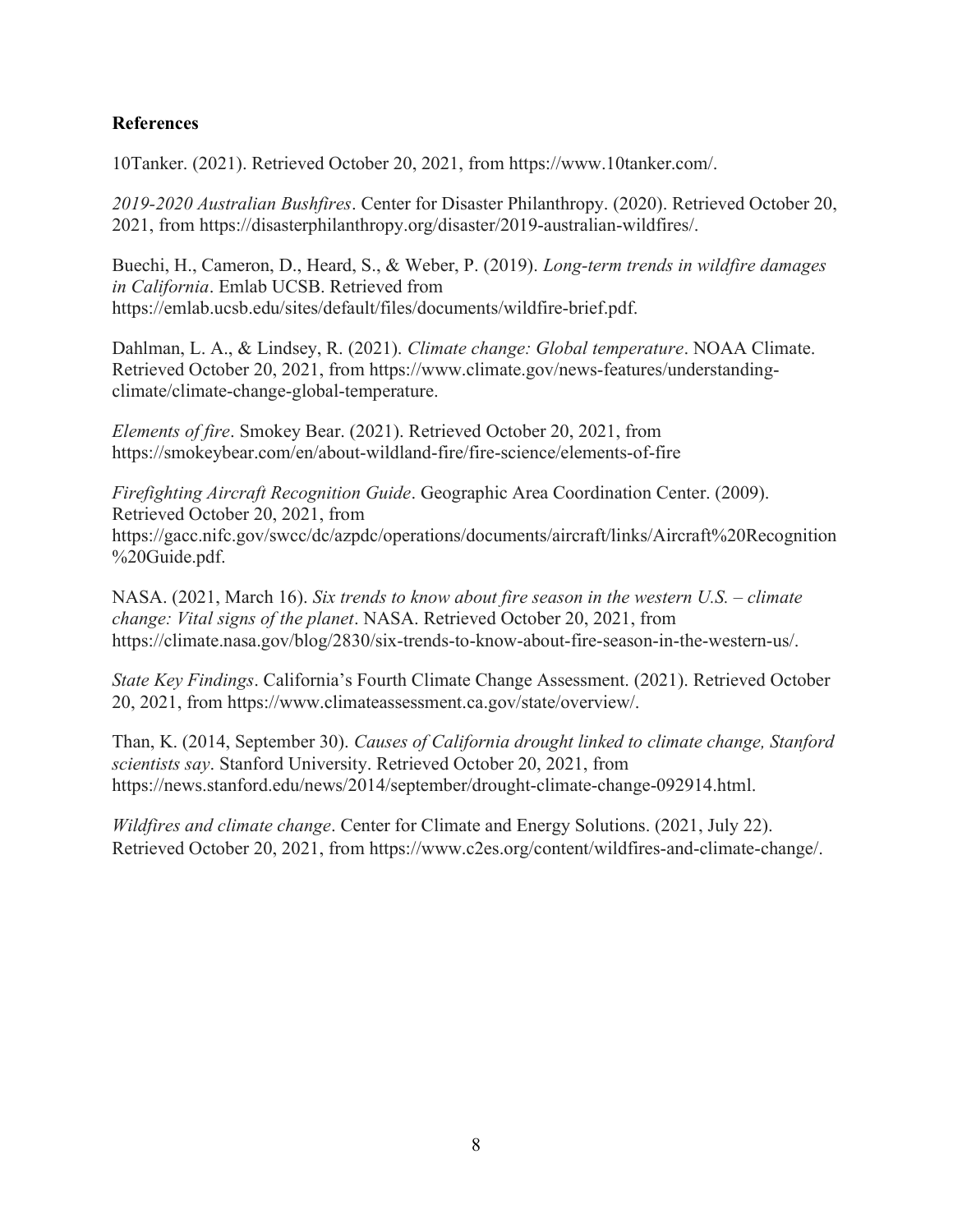**References**

10Tanker. (2021). Retrieved October 20, 2021, from https://www.10tanker.com/.

*2019-2020 Australian Bushfires*. Center for Disaster Philanthropy. (2020). Retrieved October 20, 2021, from https://disasterphilanthropy.org/disaster/2019-australian-wildfires/.

Buechi, H., Cameron, D., Heard, S., & Weber, P. (2019). *Long-term trends in wildfire damages in California*. Emlab UCSB. Retrieved from https://emlab.ucsb.edu/sites/default/files/documents/wildfire-brief.pdf.

Dahlman, L. A., & Lindsey, R. (2021). *Climate change: Global temperature*. NOAA Climate. Retrieved October 20, 2021, from https://www.climate.gov/news-features/understanding-climate/climate-change-global-temperature.

*Elements of fire*. Smokey Bear. (2021). Retrieved October 20, 2021, from https://smokeybear.com/en/about-wildland-fire/fire-science/elements-of-fire

*Firefighting Aircraft Recognition Guide*. Geographic Area Coordination Center. (2009). Retrieved October 20, 2021, from https://gacc.nifc.gov/swcc/dc/azpdc/operations/documents/aircraft/links/Aircraft%20Recognition%20Guide.pdf.

NASA. (2021, March 16). *Six trends to know about fire season in the western U.S. – climate change: Vital signs of the planet*. NASA. Retrieved October 20, 2021, from https://climate.nasa.gov/blog/2830/six-trends-to-know-about-fire-season-in-the-western-us/.

*State Key Findings*. California's Fourth Climate Change Assessment. (2021). Retrieved October 20, 2021, from https://www.climateassessment.ca.gov/state/overview/.

Than, K. (2014, September 30). *Causes of California drought linked to climate change, Stanford scientists say*. Stanford University. Retrieved October 20, 2021, from https://news.stanford.edu/news/2014/september/drought-climate-change-092914.html.

*Wildfires and climate change*. Center for Climate and Energy Solutions. (2021, July 22). Retrieved October 20, 2021, from https://www.c2es.org/content/wildfires-and-climate-change/.